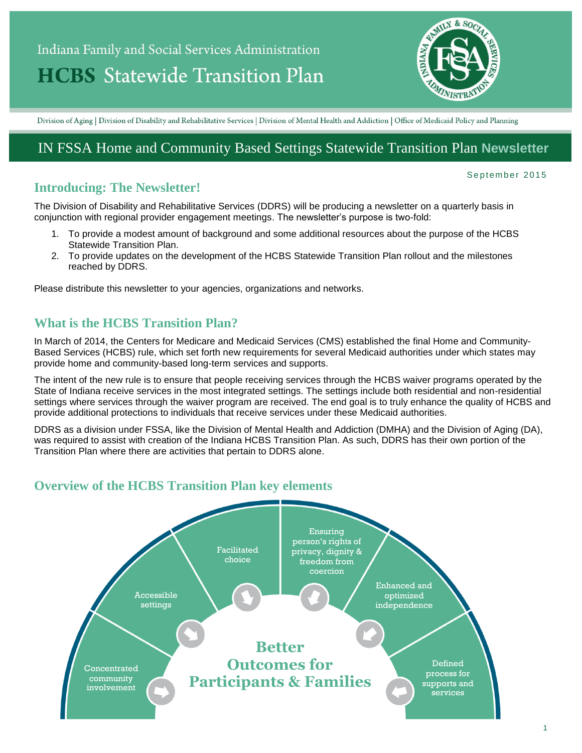Indiana Family and Social Services Administration

# HCBS Statewide Transition Plan

Division of Aging | Division of Disability and Rehabilitative Services | Division of Mental Health and Addiction | Office of Medicaid Policy and Planning

## IN FSSA Home and Community Based Settings Statewide Transition Plan **Newsletter**

September 2015

## Introducing: The Newsletter!

The Division of Disability and Rehabilitative Services (DDRS) will be producing a newsletter on a quarterly basis in conjunction with regional provider engagement meetings. The newsletter's purpose is two-fold:

1. To provide a modest amount of background and some additional resources about the purpose of the HCBS Statewide Transition Plan.
2. To provide updates on the development of the HCBS Statewide Transition Plan rollout and the milestones reached by DDRS.

Please distribute this newsletter to your agencies, organizations and networks.

## What is the HCBS Transition Plan?

In March of 2014, the Centers for Medicare and Medicaid Services (CMS) established the final Home and Community-Based Services (HCBS) rule, which set forth new requirements for several Medicaid authorities under which states may provide home and community-based long-term services and supports.

The intent of the new rule is to ensure that people receiving services through the HCBS waiver programs operated by the State of Indiana receive services in the most integrated settings. The settings include both residential and non-residential settings where services through the waiver program are received. The end goal is to truly enhance the quality of HCBS and provide additional protections to individuals that receive services under these Medicaid authorities.

DDRS as a division under FSSA, like the Division of Mental Health and Addiction (DMHA) and the Division of Aging (DA), was required to assist with creation of the Indiana HCBS Transition Plan. As such, DDRS has their own portion of the Transition Plan where there are activities that pertain to DDRS alone.

## Overview of the HCBS Transition Plan key elements

- Concentrated community involvement
- Accessible settings
- Facilitated choice
- Ensuring person's rights of privacy, dignity & freedom from coercion
- Enhanced and optimized independence
- Defined process for supports and services

**Better Outcomes for Participants & Families**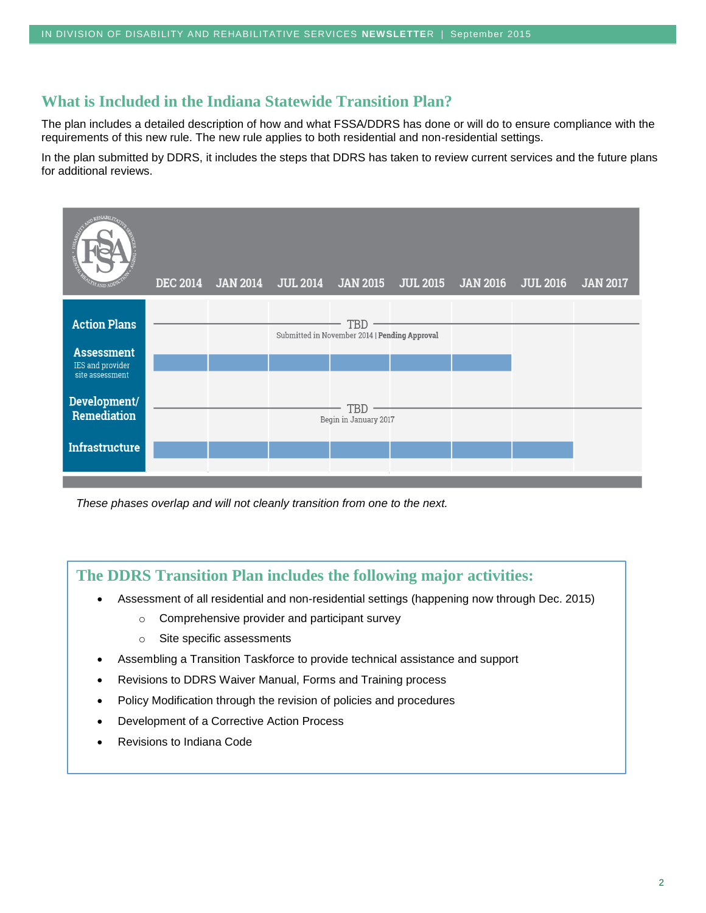## What is Included in the Indiana Statewide Transition Plan?

The plan includes a detailed description of how and what FSSA/DDRS has done or will do to ensure compliance with the requirements of this new rule. The new rule applies to both residential and non-residential settings.

In the plan submitted by DDRS, it includes the steps that DDRS has taken to review current services and the future plans for additional reviews.

| | DEC 2014 | JAN 2014 | JUL 2014 | JAN 2015 | JUL 2015 | JAN 2016 | JUL 2016 | JAN 2017 |
|---|---|---|---|---|---|---|---|---|
| **Action Plans** | TBD — Submitted in November 2014 \| **Pending Approval** | | | | | | | |
| **Assessment** IES and provider site assessment | ■ | ■ | ■ | ■ | ■ | ■ | | |
| **Development/ Remediation** | TBD — Begin in January 2017 | | | | | | | |
| **Infrastructure** | ■ | ■ | ■ | ■ | ■ | ■ | ■ | |

*These phases overlap and will not cleanly transition from one to the next.*

### The DDRS Transition Plan includes the following major activities:

- Assessment of all residential and non-residential settings (happening now through Dec. 2015)
  - Comprehensive provider and participant survey
  - Site specific assessments
- Assembling a Transition Taskforce to provide technical assistance and support
- Revisions to DDRS Waiver Manual, Forms and Training process
- Policy Modification through the revision of policies and procedures
- Development of a Corrective Action Process
- Revisions to Indiana Code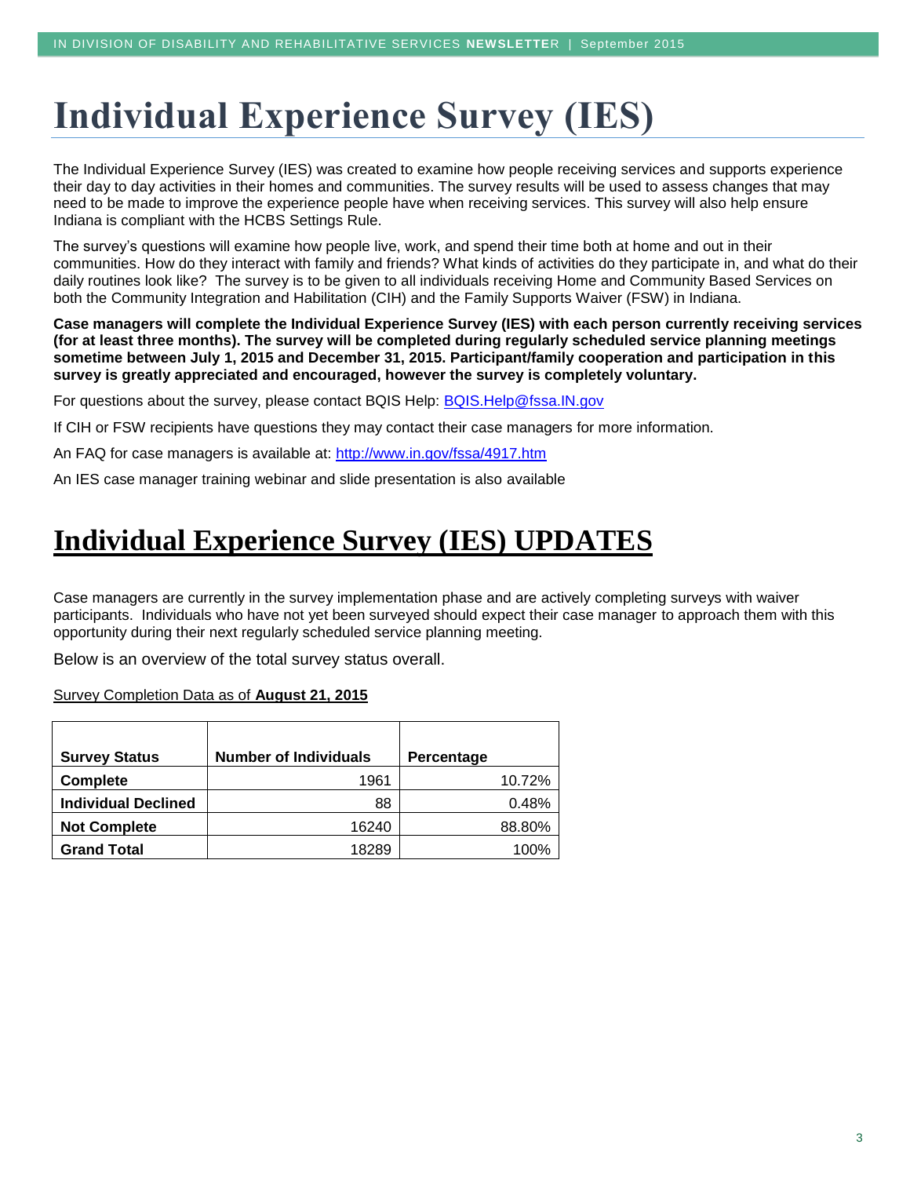# Individual Experience Survey (IES)

The Individual Experience Survey (IES) was created to examine how people receiving services and supports experience their day to day activities in their homes and communities. The survey results will be used to assess changes that may need to be made to improve the experience people have when receiving services. This survey will also help ensure Indiana is compliant with the HCBS Settings Rule.

The survey's questions will examine how people live, work, and spend their time both at home and out in their communities. How do they interact with family and friends? What kinds of activities do they participate in, and what do their daily routines look like? The survey is to be given to all individuals receiving Home and Community Based Services on both the Community Integration and Habilitation (CIH) and the Family Supports Waiver (FSW) in Indiana.

**Case managers will complete the Individual Experience Survey (IES) with each person currently receiving services (for at least three months). The survey will be completed during regularly scheduled service planning meetings sometime between July 1, 2015 and December 31, 2015. Participant/family cooperation and participation in this survey is greatly appreciated and encouraged, however the survey is completely voluntary.**

For questions about the survey, please contact BQIS Help: BQIS.Help@fssa.IN.gov

If CIH or FSW recipients have questions they may contact their case managers for more information.

An FAQ for case managers is available at: http://www.in.gov/fssa/4917.htm

An IES case manager training webinar and slide presentation is also available

# Individual Experience Survey (IES) UPDATES

Case managers are currently in the survey implementation phase and are actively completing surveys with waiver participants. Individuals who have not yet been surveyed should expect their case manager to approach them with this opportunity during their next regularly scheduled service planning meeting.

Below is an overview of the total survey status overall.

Survey Completion Data as of **August 21, 2015**

| Survey Status | Number of Individuals | Percentage |
|---|---|---|
| **Complete** | 1961 | 10.72% |
| **Individual Declined** | 88 | 0.48% |
| **Not Complete** | 16240 | 88.80% |
| **Grand Total** | 18289 | 100% |